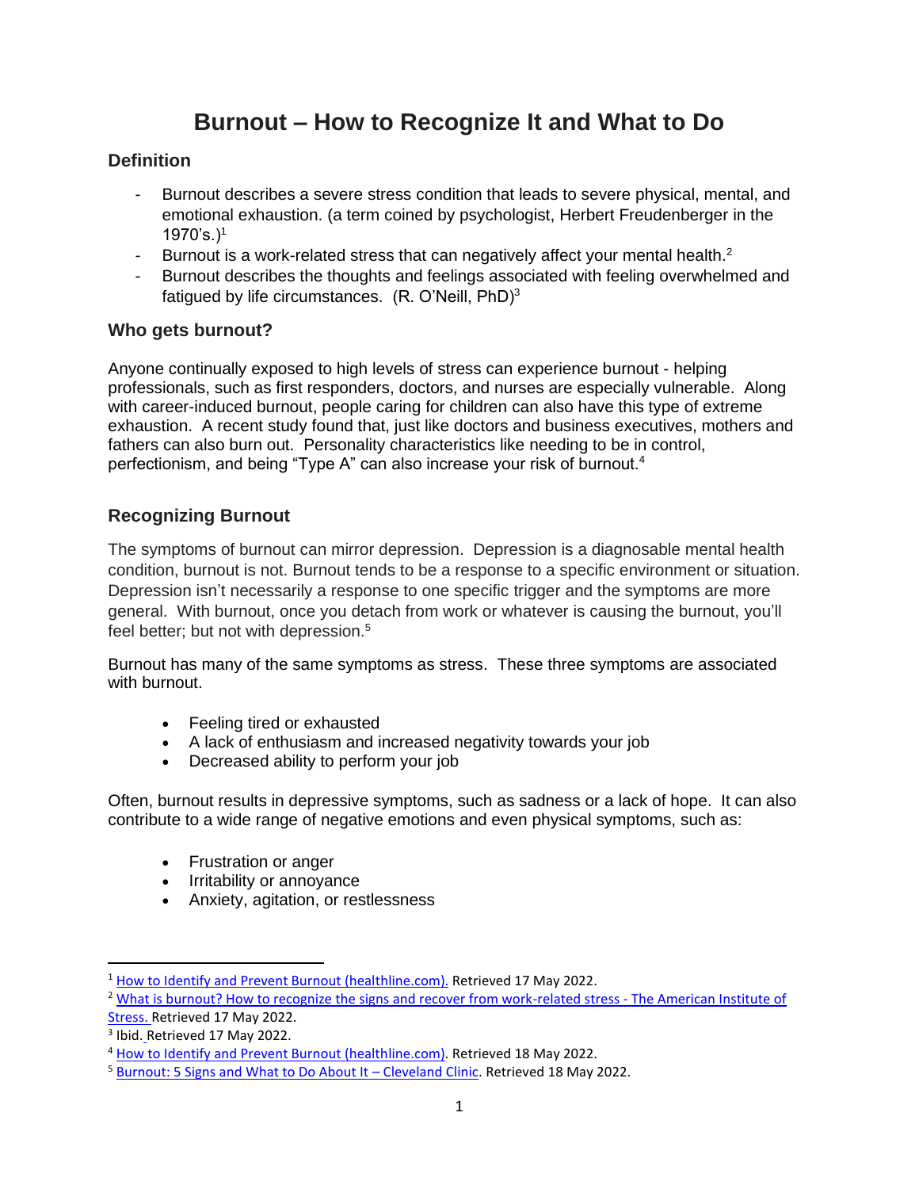# Burnout – How to Recognize It and What to Do

## Definition

- Burnout describes a severe stress condition that leads to severe physical, mental, and emotional exhaustion. (a term coined by psychologist, Herbert Freudenberger in the 1970's.)[1]
- Burnout is a work-related stress that can negatively affect your mental health.[2]
- Burnout describes the thoughts and feelings associated with feeling overwhelmed and fatigued by life circumstances. (R. O'Neill, PhD)[3]

## Who gets burnout?

Anyone continually exposed to high levels of stress can experience burnout - helping professionals, such as first responders, doctors, and nurses are especially vulnerable. Along with career-induced burnout, people caring for children can also have this type of extreme exhaustion. A recent study found that, just like doctors and business executives, mothers and fathers can also burn out. Personality characteristics like needing to be in control, perfectionism, and being "Type A" can also increase your risk of burnout.[4]

## Recognizing Burnout

The symptoms of burnout can mirror depression. Depression is a diagnosable mental health condition, burnout is not. Burnout tends to be a response to a specific environment or situation. Depression isn't necessarily a response to one specific trigger and the symptoms are more general. With burnout, once you detach from work or whatever is causing the burnout, you'll feel better; but not with depression.[5]

Burnout has many of the same symptoms as stress. These three symptoms are associated with burnout.

- Feeling tired or exhausted
- A lack of enthusiasm and increased negativity towards your job
- Decreased ability to perform your job

Often, burnout results in depressive symptoms, such as sadness or a lack of hope. It can also contribute to a wide range of negative emotions and even physical symptoms, such as:

- Frustration or anger
- Irritability or annoyance
- Anxiety, agitation, or restlessness

---

[1] How to Identify and Prevent Burnout (healthline.com). Retrieved 17 May 2022.

[2] What is burnout? How to recognize the signs and recover from work-related stress - The American Institute of Stress. Retrieved 17 May 2022.

[3] Ibid. Retrieved 17 May 2022.

[4] How to Identify and Prevent Burnout (healthline.com). Retrieved 18 May 2022.

[5] Burnout: 5 Signs and What to Do About It – Cleveland Clinic. Retrieved 18 May 2022.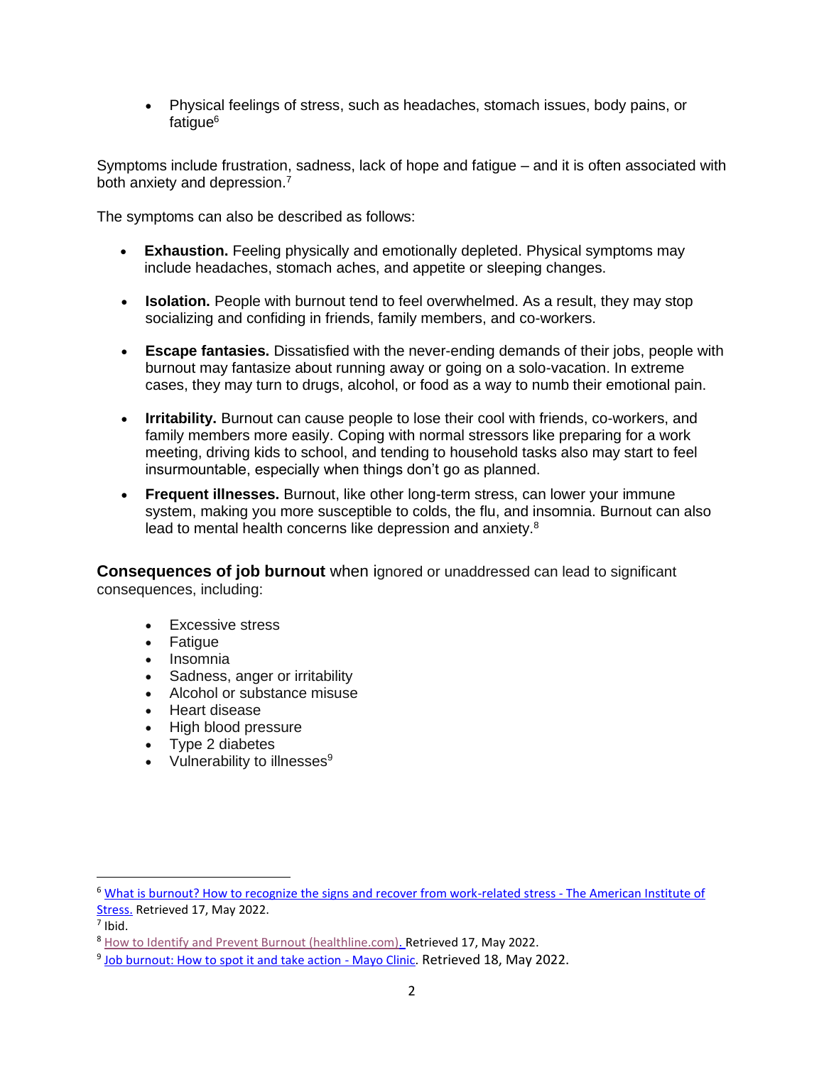- Physical feelings of stress, such as headaches, stomach issues, body pains, or fatigue[6]

Symptoms include frustration, sadness, lack of hope and fatigue – and it is often associated with both anxiety and depression.[7]

The symptoms can also be described as follows:

- **Exhaustion.** Feeling physically and emotionally depleted. Physical symptoms may include headaches, stomach aches, and appetite or sleeping changes.

- **Isolation.** People with burnout tend to feel overwhelmed. As a result, they may stop socializing and confiding in friends, family members, and co-workers.

- **Escape fantasies.** Dissatisfied with the never-ending demands of their jobs, people with burnout may fantasize about running away or going on a solo-vacation. In extreme cases, they may turn to drugs, alcohol, or food as a way to numb their emotional pain.

- **Irritability.** Burnout can cause people to lose their cool with friends, co-workers, and family members more easily. Coping with normal stressors like preparing for a work meeting, driving kids to school, and tending to household tasks also may start to feel insurmountable, especially when things don't go as planned.

- **Frequent illnesses.** Burnout, like other long-term stress, can lower your immune system, making you more susceptible to colds, the flu, and insomnia. Burnout can also lead to mental health concerns like depression and anxiety.[8]

**Consequences of job burnout** when ignored or unaddressed can lead to significant consequences, including:

- Excessive stress
- Fatigue
- Insomnia
- Sadness, anger or irritability
- Alcohol or substance misuse
- Heart disease
- High blood pressure
- Type 2 diabetes
- Vulnerability to illnesses[9]

---

[6] What is burnout? How to recognize the signs and recover from work-related stress - The American Institute of Stress. Retrieved 17, May 2022.

[7] Ibid.

[8] How to Identify and Prevent Burnout (healthline.com). Retrieved 17, May 2022.

[9] Job burnout: How to spot it and take action - Mayo Clinic. Retrieved 18, May 2022.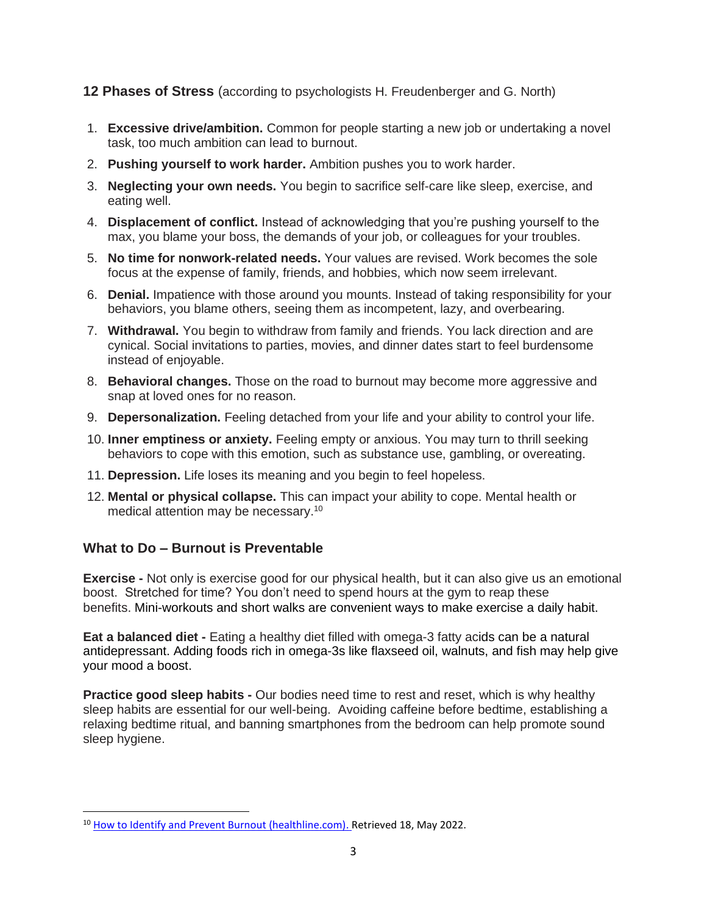## 12 Phases of Stress (according to psychologists H. Freudenberger and G. North)

1. **Excessive drive/ambition.** Common for people starting a new job or undertaking a novel task, too much ambition can lead to burnout.
2. **Pushing yourself to work harder.** Ambition pushes you to work harder.
3. **Neglecting your own needs.** You begin to sacrifice self-care like sleep, exercise, and eating well.
4. **Displacement of conflict.** Instead of acknowledging that you're pushing yourself to the max, you blame your boss, the demands of your job, or colleagues for your troubles.
5. **No time for nonwork-related needs.** Your values are revised. Work becomes the sole focus at the expense of family, friends, and hobbies, which now seem irrelevant.
6. **Denial.** Impatience with those around you mounts. Instead of taking responsibility for your behaviors, you blame others, seeing them as incompetent, lazy, and overbearing.
7. **Withdrawal.** You begin to withdraw from family and friends. You lack direction and are cynical. Social invitations to parties, movies, and dinner dates start to feel burdensome instead of enjoyable.
8. **Behavioral changes.** Those on the road to burnout may become more aggressive and snap at loved ones for no reason.
9. **Depersonalization.** Feeling detached from your life and your ability to control your life.
10. **Inner emptiness or anxiety.** Feeling empty or anxious. You may turn to thrill seeking behaviors to cope with this emotion, such as substance use, gambling, or overeating.
11. **Depression.** Life loses its meaning and you begin to feel hopeless.
12. **Mental or physical collapse.** This can impact your ability to cope. Mental health or medical attention may be necessary.[10]

### What to Do – Burnout is Preventable

**Exercise -** Not only is exercise good for our physical health, but it can also give us an emotional boost. Stretched for time? You don't need to spend hours at the gym to reap these benefits. Mini-workouts and short walks are convenient ways to make exercise a daily habit.

**Eat a balanced diet -** Eating a healthy diet filled with omega-3 fatty acids can be a natural antidepressant. Adding foods rich in omega-3s like flaxseed oil, walnuts, and fish may help give your mood a boost.

**Practice good sleep habits -** Our bodies need time to rest and reset, which is why healthy sleep habits are essential for our well-being. Avoiding caffeine before bedtime, establishing a relaxing bedtime ritual, and banning smartphones from the bedroom can help promote sound sleep hygiene.

---

[10] How to Identify and Prevent Burnout (healthline.com). Retrieved 18, May 2022.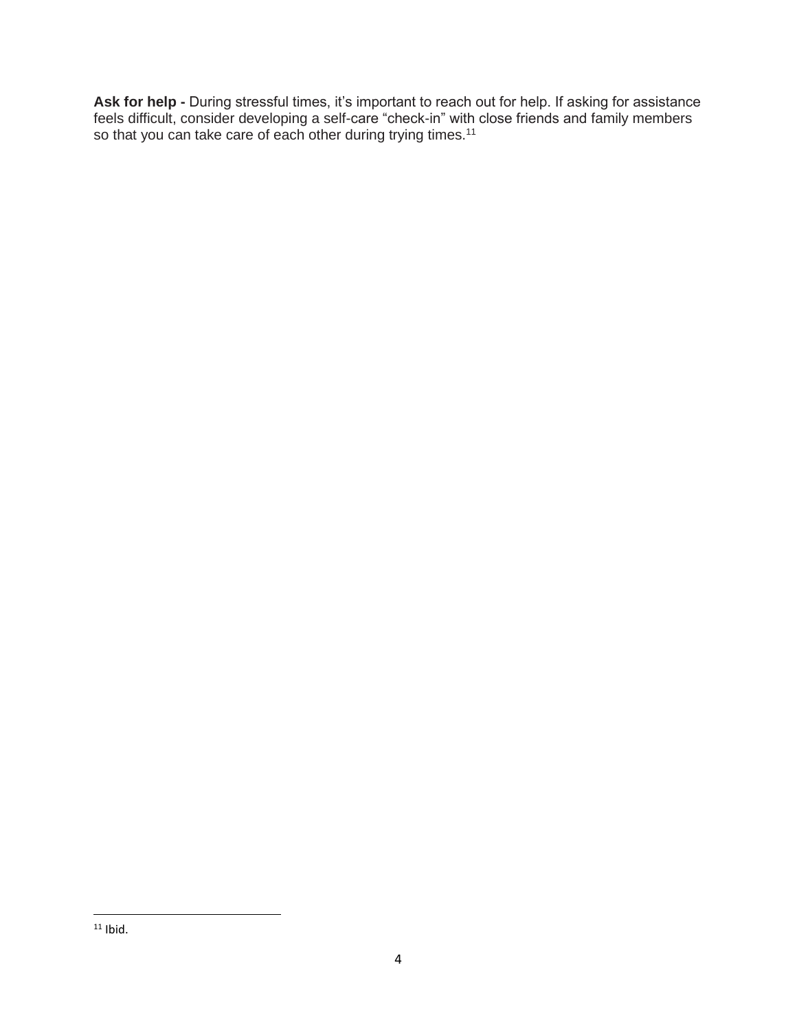**Ask for help -** During stressful times, it's important to reach out for help. If asking for assistance feels difficult, consider developing a self-care "check-in" with close friends and family members so that you can take care of each other during trying times.[11]

---

[11] Ibid.